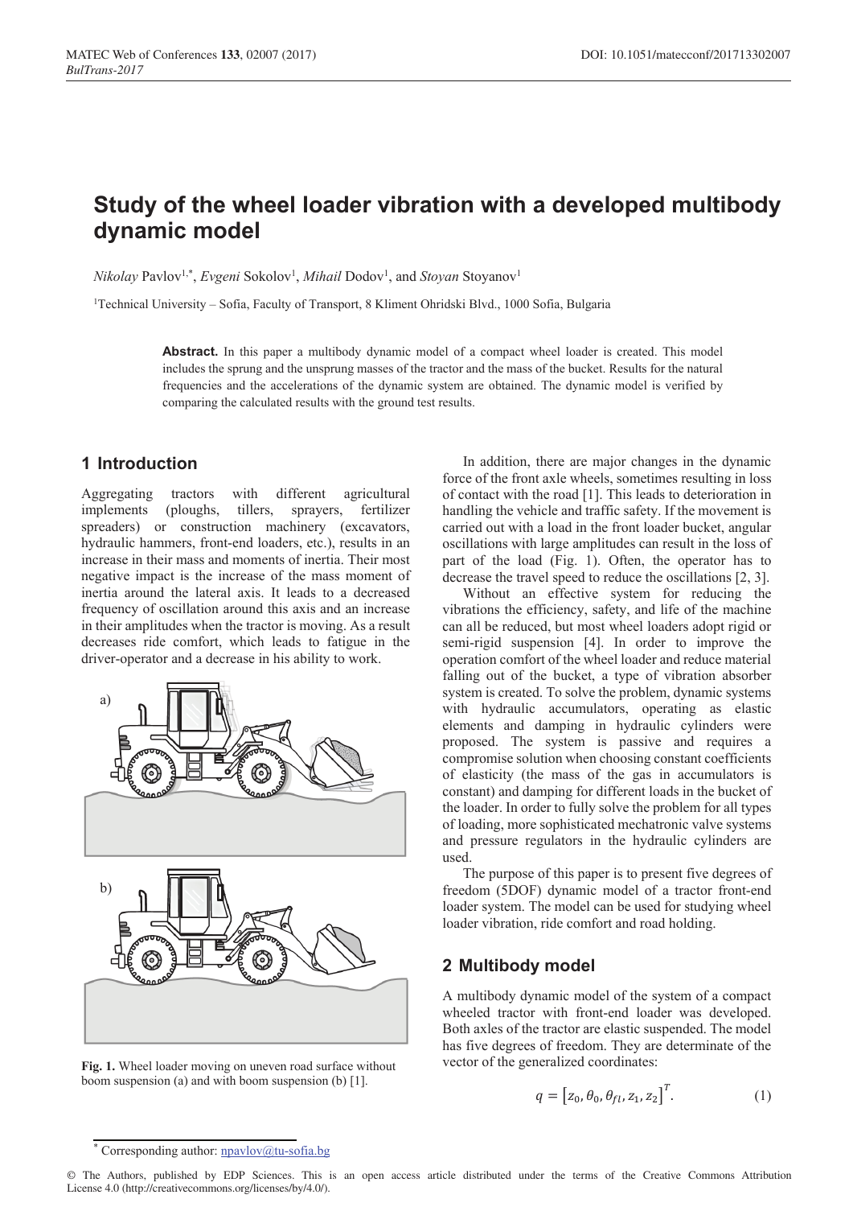# Study of the wheel loader vibration with a developed multibody dynamic model

*Nikolay* Pavlov[1,*], *Evgeni* Sokolov[1], *Mihail* Dodov[1], and *Stoyan* Stoyanov[1]

[1]Technical University – Sofia, Faculty of Transport, 8 Kliment Ohridski Blvd., 1000 Sofia, Bulgaria

**Abstract.** In this paper a multibody dynamic model of a compact wheel loader is created. This model includes the sprung and the unsprung masses of the tractor and the mass of the bucket. Results for the natural frequencies and the accelerations of the dynamic system are obtained. The dynamic model is verified by comparing the calculated results with the ground test results.

## 1 Introduction

Aggregating tractors with different agricultural implements (ploughs, tillers, sprayers, fertilizer spreaders) or construction machinery (excavators, hydraulic hammers, front-end loaders, etc.), results in an increase in their mass and moments of inertia. Their most negative impact is the increase of the mass moment of inertia around the lateral axis. It leads to a decreased frequency of oscillation around this axis and an increase in their amplitudes when the tractor is moving. As a result decreases ride comfort, which leads to fatigue in the driver-operator and a decrease in his ability to work.

**Fig. 1.** Wheel loader moving on uneven road surface without boom suspension (a) and with boom suspension (b) [1].

In addition, there are major changes in the dynamic force of the front axle wheels, sometimes resulting in loss of contact with the road [1]. This leads to deterioration in handling the vehicle and traffic safety. If the movement is carried out with a load in the front loader bucket, angular oscillations with large amplitudes can result in the loss of part of the load (Fig. 1). Often, the operator has to decrease the travel speed to reduce the oscillations [2, 3].

Without an effective system for reducing the vibrations the efficiency, safety, and life of the machine can all be reduced, but most wheel loaders adopt rigid or semi-rigid suspension [4]. In order to improve the operation comfort of the wheel loader and reduce material falling out of the bucket, a type of vibration absorber system is created. To solve the problem, dynamic systems with hydraulic accumulators, operating as elastic elements and damping in hydraulic cylinders were proposed. The system is passive and requires a compromise solution when choosing constant coefficients of elasticity (the mass of the gas in accumulators is constant) and damping for different loads in the bucket of the loader. In order to fully solve the problem for all types of loading, more sophisticated mechatronic valve systems and pressure regulators in the hydraulic cylinders are used.

The purpose of this paper is to present five degrees of freedom (5DOF) dynamic model of a tractor front-end loader system. The model can be used for studying wheel loader vibration, ride comfort and road holding.

## 2 Multibody model

A multibody dynamic model of the system of a compact wheeled tractor with front-end loader was developed. Both axles of the tractor are elastic suspended. The model has five degrees of freedom. They are determinate of the vector of the generalized coordinates:

$$q = \left[z_0, \theta_0, \theta_{fl}, z_1, z_2\right]^T. \quad (1)$$

[*] Corresponding author: npavlov@tu-sofia.bg

© The Authors, published by EDP Sciences. This is an open access article distributed under the terms of the Creative Commons Attribution License 4.0 (http://creativecommons.org/licenses/by/4.0/).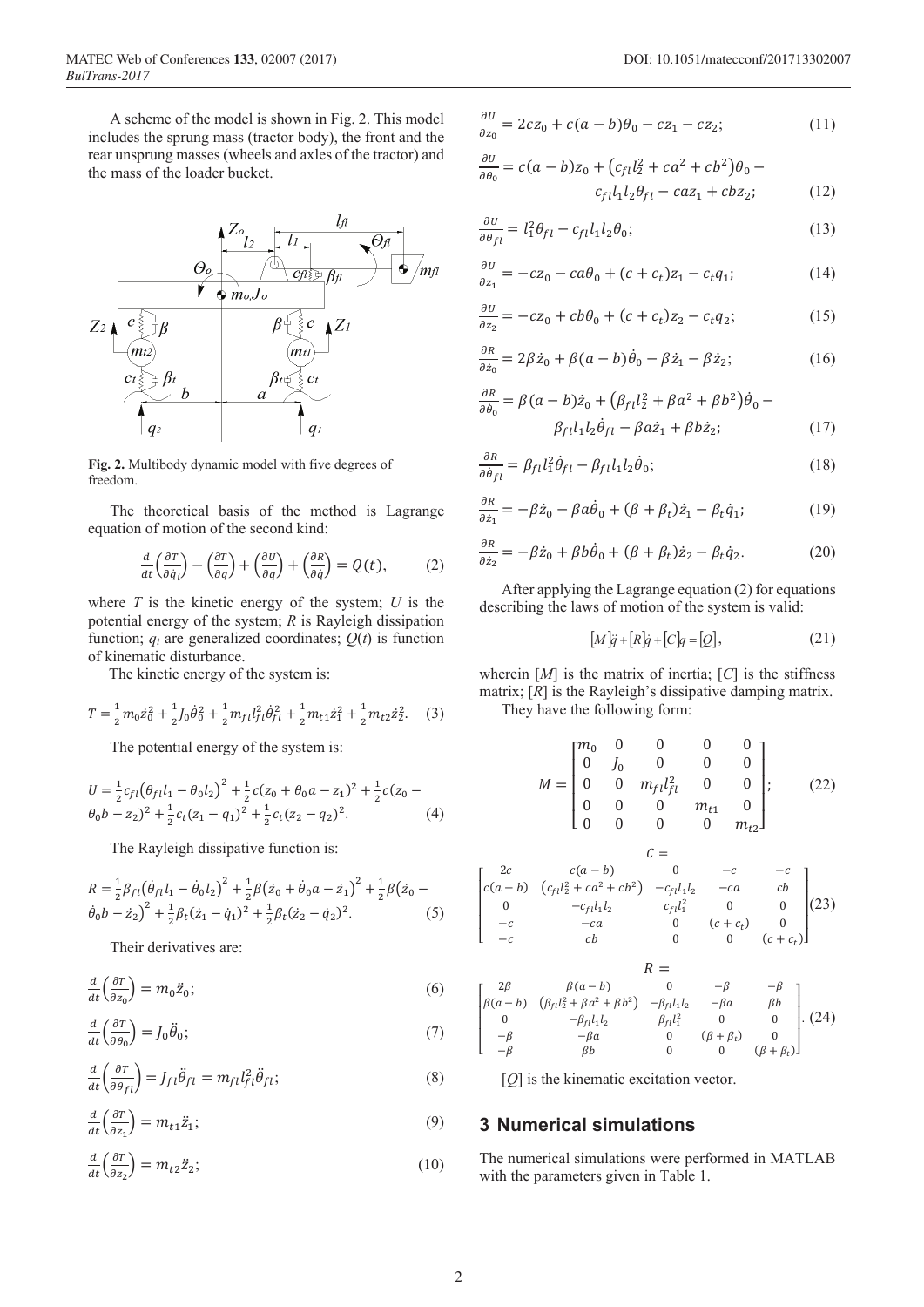A scheme of the model is shown in Fig. 2. This model includes the sprung mass (tractor body), the front and the rear unsprung masses (wheels and axles of the tractor) and the mass of the loader bucket.

**Fig. 2.** Multibody dynamic model with five degrees of freedom.

The theoretical basis of the method is Lagrange equation of motion of the second kind:

$$\frac{d}{dt}\left(\frac{\partial T}{\partial \dot{q}_i}\right) - \left(\frac{\partial T}{\partial q}\right) + \left(\frac{\partial U}{\partial q}\right) + \left(\frac{\partial R}{\partial \dot{q}}\right) = Q(t), \tag{2}$$

where $T$ is the kinetic energy of the system; $U$ is the potential energy of the system; $R$ is Rayleigh dissipation function; $q_i$ are generalized coordinates; $Q(t)$ is function of kinematic disturbance.

The kinetic energy of the system is:

$$T = \frac{1}{2}m_0\dot{z}_0^2 + \frac{1}{2}J_0\dot{\theta}_0^2 + \frac{1}{2}m_{fl}l_{fl}^2\dot{\theta}_{fl}^2 + \frac{1}{2}m_{t1}\dot{z}_1^2 + \frac{1}{2}m_{t2}\dot{z}_2^2. \tag{3}$$

The potential energy of the system is:

$$U = \frac{1}{2}c_{fl}\left(\theta_{fl}l_1 - \theta_0 l_2\right)^2 + \frac{1}{2}c(z_0 + \theta_0 a - z_1)^2 + \frac{1}{2}c(z_0 - \theta_0 b - z_2)^2 + \frac{1}{2}c_t(z_1 - q_1)^2 + \frac{1}{2}c_t(z_2 - q_2)^2. \tag{4}$$

The Rayleigh dissipative function is:

$$R = \frac{1}{2}\beta_{fl}\left(\dot{\theta}_{fl}l_1 - \dot{\theta}_0 l_2\right)^2 + \frac{1}{2}\beta\left(\dot{z}_0 + \dot{\theta}_0 a - \dot{z}_1\right)^2 + \frac{1}{2}\beta\left(\dot{z}_0 - \dot{\theta}_0 b - \dot{z}_2\right)^2 + \frac{1}{2}\beta_t(\dot{z}_1 - \dot{q}_1)^2 + \frac{1}{2}\beta_t(\dot{z}_2 - \dot{q}_2)^2. \tag{5}$$

Their derivatives are:

$$\frac{d}{dt}\left(\frac{\partial T}{\partial z_0}\right) = m_0\ddot{z}_0; \tag{6}$$

$$\frac{d}{dt}\left(\frac{\partial T}{\partial \theta_0}\right) = J_0\ddot{\theta}_0; \tag{7}$$

$$\frac{d}{dt}\left(\frac{\partial T}{\partial \theta_{fl}}\right) = J_{fl}\ddot{\theta}_{fl} = m_{fl}l_{fl}^2\ddot{\theta}_{fl}; \tag{8}$$

$$\frac{d}{dt}\left(\frac{\partial T}{\partial z_1}\right) = m_{t1}\ddot{z}_1; \tag{9}$$

$$\frac{d}{dt}\left(\frac{\partial T}{\partial z_2}\right) = m_{t2}\ddot{z}_2; \tag{10}$$

$$\frac{\partial U}{\partial z_0} = 2cz_0 + c(a-b)\theta_0 - cz_1 - cz_2; \tag{11}$$

$$\frac{\partial U}{\partial \theta_0} = c(a-b)z_0 + \left(c_{fl}l_2^2 + ca^2 + cb^2\right)\theta_0 - c_{fl}l_1l_2\theta_{fl} - caz_1 + cbz_2; \tag{12}$$

$$\frac{\partial U}{\partial \theta_{fl}} = l_1^2\theta_{fl} - c_{fl}l_1l_2\theta_0; \tag{13}$$

$$\frac{\partial U}{\partial z_1} = -cz_0 - ca\theta_0 + (c + c_t)z_1 - c_tq_1; \tag{14}$$

$$\frac{\partial U}{\partial z_2} = -cz_0 + cb\theta_0 + (c + c_t)z_2 - c_tq_2; \tag{15}$$

$$\frac{\partial R}{\partial \dot{z}_0} = 2\beta\dot{z}_0 + \beta(a-b)\dot{\theta}_0 - \beta\dot{z}_1 - \beta\dot{z}_2; \tag{16}$$

$$\frac{\partial R}{\partial \dot{\theta}_0} = \beta(a-b)\dot{z}_0 + \left(\beta_{fl}l_2^2 + \beta a^2 + \beta b^2\right)\dot{\theta}_0 - \beta_{fl}l_1l_2\dot{\theta}_{fl} - \beta a\dot{z}_1 + \beta b\dot{z}_2; \tag{17}$$

$$\frac{\partial R}{\partial \dot{\theta}_{fl}} = \beta_{fl}l_1^2\dot{\theta}_{fl} - \beta_{fl}l_1l_2\dot{\theta}_0; \tag{18}$$

$$\frac{\partial R}{\partial \dot{z}_1} = -\beta\dot{z}_0 - \beta a\dot{\theta}_0 + (\beta + \beta_t)\dot{z}_1 - \beta_t\dot{q}_1; \tag{19}$$

$$\frac{\partial R}{\partial \dot{z}_2} = -\beta\dot{z}_0 + \beta b\dot{\theta}_0 + (\beta + \beta_t)\dot{z}_2 - \beta_t\dot{q}_2. \tag{20}$$

After applying the Lagrange equation (2) for equations describing the laws of motion of the system is valid:

$$[M]\ddot{q} + [R]\dot{q} + [C]q = [Q], \tag{21}$$

wherein $[M]$ is the matrix of inertia; $[C]$ is the stiffness matrix; $[R]$ is the Rayleigh's dissipative damping matrix.

They have the following form:

$$M = \begin{bmatrix} m_0 & 0 & 0 & 0 & 0 \\ 0 & J_0 & 0 & 0 & 0 \\ 0 & 0 & m_{fl}l_{fl}^2 & 0 & 0 \\ 0 & 0 & 0 & m_{t1} & 0 \\ 0 & 0 & 0 & 0 & m_{t2} \end{bmatrix}; \tag{22}$$

$$C = \begin{bmatrix} 2c & c(a-b) & 0 & -c & -c \\ c(a-b) & \left(c_{fl}l_2^2 + ca^2 + cb^2\right) & -c_{fl}l_1l_2 & -ca & cb \\ 0 & -c_{fl}l_1l_2 & c_{fl}l_1^2 & 0 & 0 \\ -c & -ca & 0 & (c + c_t) & 0 \\ -c & cb & 0 & 0 & (c + c_t) \end{bmatrix} \tag{23}$$

$$R = \begin{bmatrix} 2\beta & \beta(a-b) & 0 & -\beta & -\beta \\ \beta(a-b) & \left(\beta_{fl}l_2^2 + \beta a^2 + \beta b^2\right) & -\beta_{fl}l_1l_2 & -\beta a & \beta b \\ 0 & -\beta_{fl}l_1l_2 & \beta_{fl}l_1^2 & 0 & 0 \\ -\beta & -\beta a & 0 & (\beta + \beta_t) & 0 \\ -\beta & \beta b & 0 & 0 & (\beta + \beta_t) \end{bmatrix}. \tag{24}$$

$[Q]$ is the kinematic excitation vector.

## 3 Numerical simulations

The numerical simulations were performed in MATLAB with the parameters given in Table 1.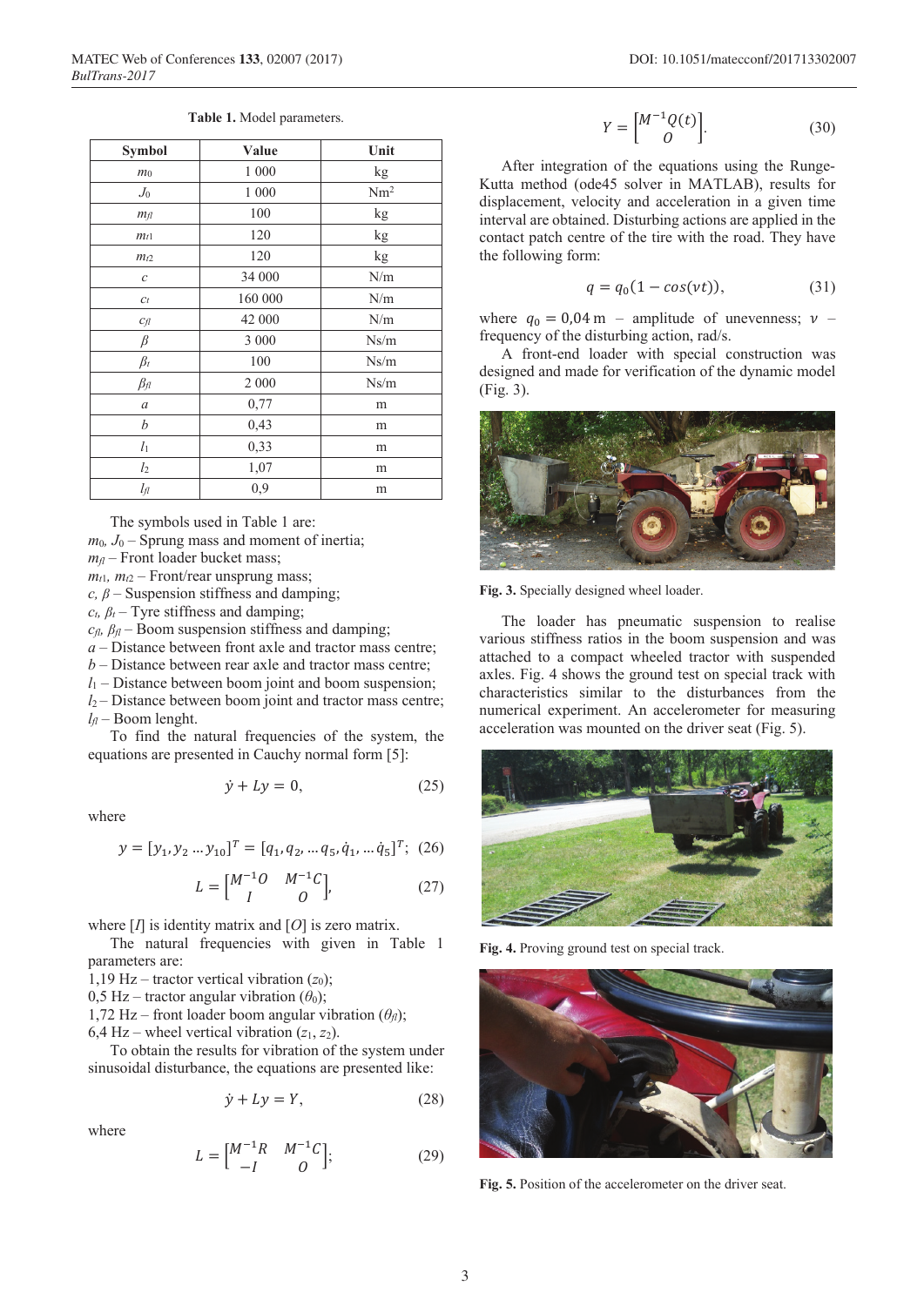**Table 1.** Model parameters.

| Symbol | Value | Unit |
| --- | --- | --- |
| $m_0$ | 1 000 | kg |
| $J_0$ | 1 000 | Nm$^2$ |
| $m_{fl}$ | 100 | kg |
| $m_{t1}$ | 120 | kg |
| $m_{t2}$ | 120 | kg |
| $c$ | 34 000 | N/m |
| $c_t$ | 160 000 | N/m |
| $c_{fl}$ | 42 000 | N/m |
| $\beta$ | 3 000 | Ns/m |
| $\beta_t$ | 100 | Ns/m |
| $\beta_{fl}$ | 2 000 | Ns/m |
| $a$ | 0,77 | m |
| $b$ | 0,43 | m |
| $l_1$ | 0,33 | m |
| $l_2$ | 1,07 | m |
| $l_{fl}$ | 0,9 | m |

The symbols used in Table 1 are:
$m_0$, $J_0$ – Sprung mass and moment of inertia;
$m_{fl}$ – Front loader bucket mass;
$m_{t1}$, $m_{t2}$ – Front/rear unsprung mass;
$c$, $\beta$ – Suspension stiffness and damping;
$c_t$, $\beta_t$ – Tyre stiffness and damping;
$c_{fl}$, $\beta_{fl}$ – Boom suspension stiffness and damping;
$a$ – Distance between front axle and tractor mass centre;
$b$ – Distance between rear axle and tractor mass centre;
$l_1$ – Distance between boom joint and boom suspension;
$l_2$ – Distance between boom joint and tractor mass centre;
$l_{fl}$ – Boom lenght.

To find the natural frequencies of the system, the equations are presented in Cauchy normal form [5]:

$$\dot{y} + Ly = 0, \tag{25}$$

where

$$y = [y_1, y_2 \dots y_{10}]^T = [q_1, q_2, \dots q_5, \dot{q}_1, \dots \dot{q}_5]^T; \tag{26}$$

$$L = \begin{bmatrix} M^{-1}O & M^{-1}C \\ I & O \end{bmatrix}, \tag{27}$$

where $[I]$ is identity matrix and $[O]$ is zero matrix.

The natural frequencies with given in Table 1 parameters are:
1,19 Hz – tractor vertical vibration ($z_0$);
0,5 Hz – tractor angular vibration ($\theta_0$);
1,72 Hz – front loader boom angular vibration ($\theta_{fl}$);
6,4 Hz – wheel vertical vibration ($z_1$, $z_2$).

To obtain the results for vibration of the system under sinusoidal disturbance, the equations are presented like:

$$\dot{y} + Ly = Y, \tag{28}$$

where

$$L = \begin{bmatrix} M^{-1}R & M^{-1}C \\ -I & O \end{bmatrix}; \tag{29}$$

$$Y = \begin{bmatrix} M^{-1}Q(t) \\ O \end{bmatrix}. \tag{30}$$

After integration of the equations using the Runge-Kutta method (ode45 solver in MATLAB), results for displacement, velocity and acceleration in a given time interval are obtained. Disturbing actions are applied in the contact patch centre of the tire with the road. They have the following form:

$$q = q_0(1 - cos(\nu t)), \tag{31}$$

where $q_0 = 0{,}04$ m – amplitude of unevenness; $\nu$ – frequency of the disturbing action, rad/s.

A front-end loader with special construction was designed and made for verification of the dynamic model (Fig. 3).

**Fig. 3.** Specially designed wheel loader.

The loader has pneumatic suspension to realise various stiffness ratios in the boom suspension and was attached to a compact wheeled tractor with suspended axles. Fig. 4 shows the ground test on special track with characteristics similar to the disturbances from the numerical experiment. An accelerometer for measuring acceleration was mounted on the driver seat (Fig. 5).

**Fig. 4.** Proving ground test on special track.

**Fig. 5.** Position of the accelerometer on the driver seat.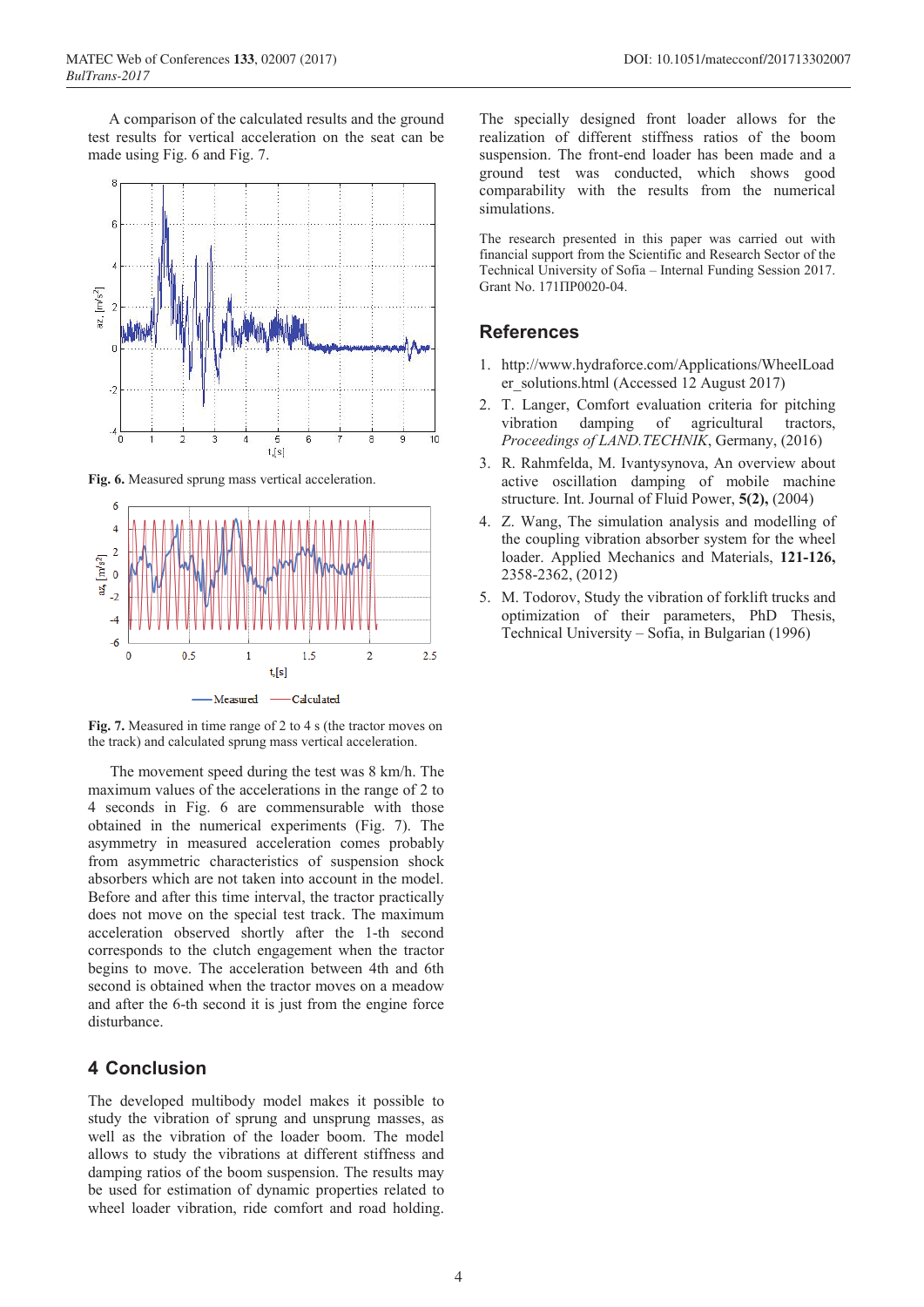A comparison of the calculated results and the ground test results for vertical acceleration on the seat can be made using Fig. 6 and Fig. 7.

8
6
4
2
0
-2
-4
az, [m/s^2]
0 1 2 3 4 5 6 7 8 9 10
t,[s]

**Fig. 6.** Measured sprung mass vertical acceleration.

6
4
2
0
-2
-4
-6
az, [m/s^2]
0 0.5 1 1.5 2 2.5
t,[s]
Measured Calculated

**Fig. 7.** Measured in time range of 2 to 4 s (the tractor moves on the track) and calculated sprung mass vertical acceleration.

The movement speed during the test was 8 km/h. The maximum values of the accelerations in the range of 2 to 4 seconds in Fig. 6 are commensurable with those obtained in the numerical experiments (Fig. 7). The asymmetry in measured acceleration comes probably from asymmetric characteristics of suspension shock absorbers which are not taken into account in the model. Before and after this time interval, the tractor practically does not move on the special test track. The maximum acceleration observed shortly after the 1-th second corresponds to the clutch engagement when the tractor begins to move. The acceleration between 4th and 6th second is obtained when the tractor moves on a meadow and after the 6-th second it is just from the engine force disturbance.

## 4 Conclusion

The developed multibody model makes it possible to study the vibration of sprung and unsprung masses, as well as the vibration of the loader boom. The model allows to study the vibrations at different stiffness and damping ratios of the boom suspension. The results may be used for estimation of dynamic properties related to wheel loader vibration, ride comfort and road holding.

The specially designed front loader allows for the realization of different stiffness ratios of the boom suspension. The front-end loader has been made and a ground test was conducted, which shows good comparability with the results from the numerical simulations.

The research presented in this paper was carried out with financial support from the Scientific and Research Sector of the Technical University of Sofia – Internal Funding Session 2017. Grant No. 171ПР0020-04.

## References

1. http://www.hydraforce.com/Applications/WheelLoader_solutions.html (Accessed 12 August 2017)
2. T. Langer, Comfort evaluation criteria for pitching vibration damping of agricultural tractors, *Proceedings of LAND.TECHNIK*, Germany, (2016)
3. R. Rahmfelda, M. Ivantysynova, An overview about active oscillation damping of mobile machine structure. Int. Journal of Fluid Power, **5(2),** (2004)
4. Z. Wang, The simulation analysis and modelling of the coupling vibration absorber system for the wheel loader. Applied Mechanics and Materials, **121-126,** 2358-2362, (2012)
5. M. Todorov, Study the vibration of forklift trucks and optimization of their parameters, PhD Thesis, Technical University – Sofia, in Bulgarian (1996)